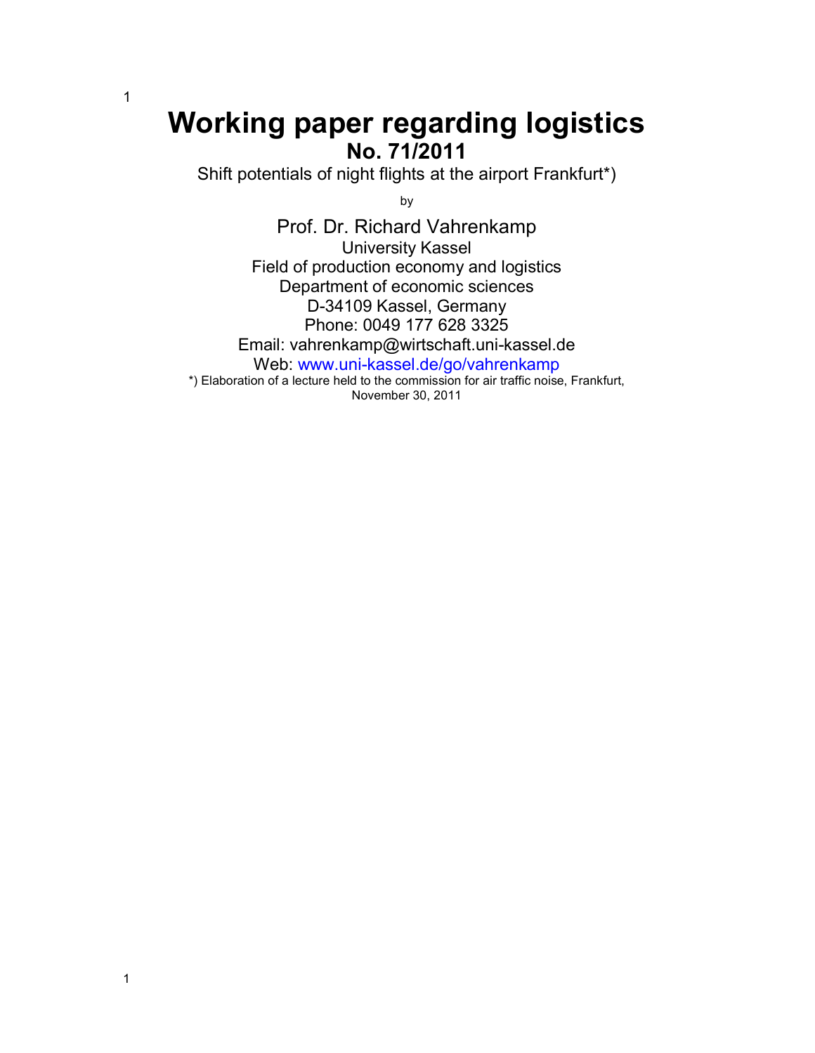# Working paper regarding logistics

## No. 71/2011

Shift potentials of night flights at the airport Frankfurt*)

by

Prof. Dr. Richard Vahrenkamp
University Kassel
Field of production economy and logistics
Department of economic sciences
D-34109 Kassel, Germany
Phone: 0049 177 628 3325
Email: vahrenkamp@wirtschaft.uni-kassel.de
Web: www.uni-kassel.de/go/vahrenkamp

*) Elaboration of a lecture held to the commission for air traffic noise, Frankfurt, November 30, 2011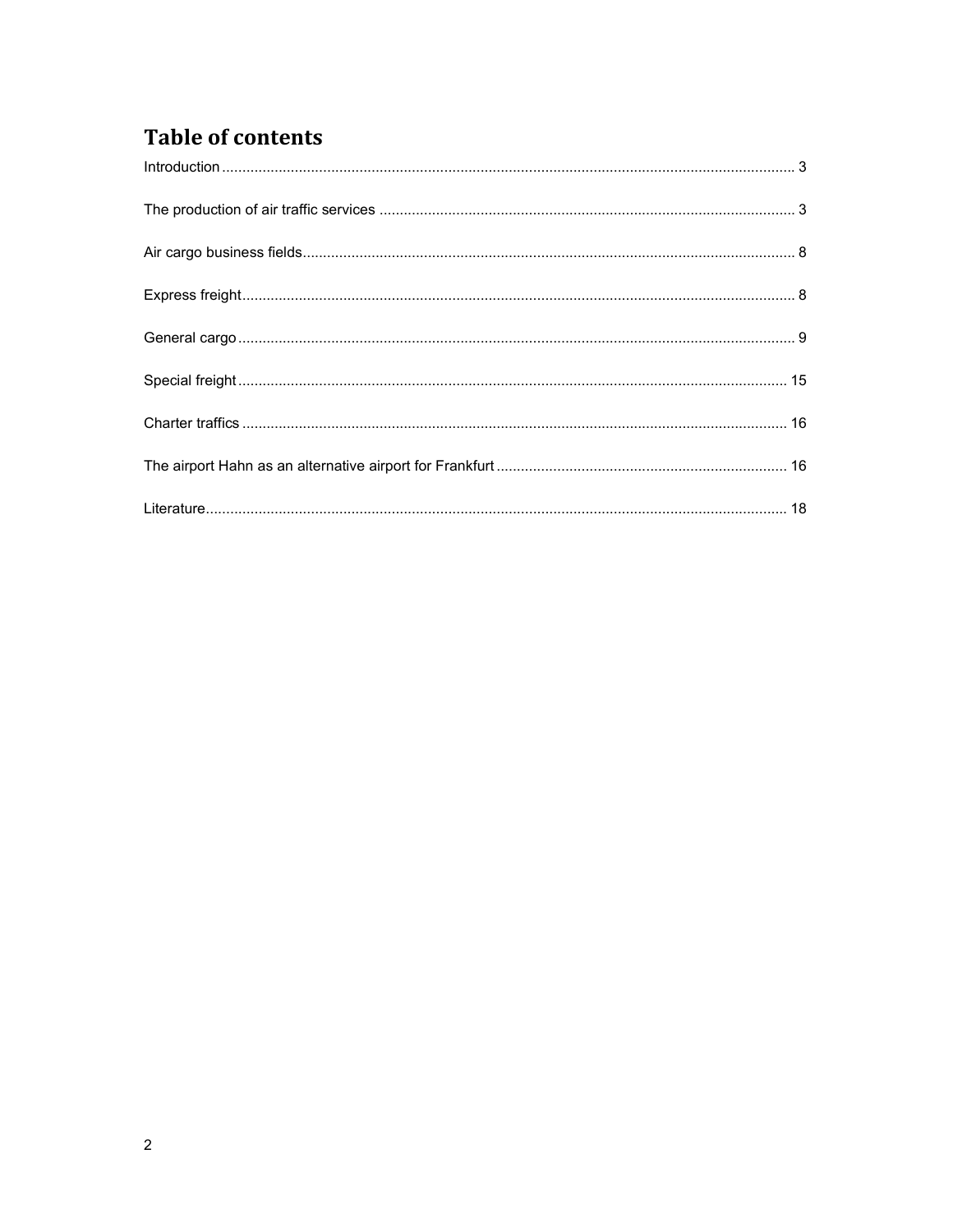# Table of contents

Introduction ..................................................................................................................................... 3

The production of air traffic services ............................................................................................ 3

Air cargo business fields................................................................................................................. 8

Express freight................................................................................................................................ 8

General cargo ................................................................................................................................. 9

Special freight ............................................................................................................................... 15

Charter traffics ............................................................................................................................. 16

The airport Hahn as an alternative airport for Frankfurt ............................................................... 16

Literature....................................................................................................................................... 18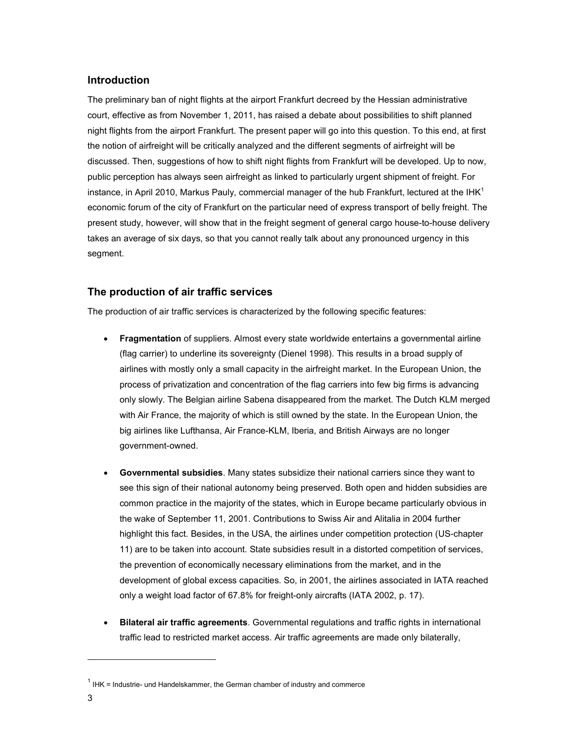## Introduction

The preliminary ban of night flights at the airport Frankfurt decreed by the Hessian administrative court, effective as from November 1, 2011, has raised a debate about possibilities to shift planned night flights from the airport Frankfurt. The present paper will go into this question. To this end, at first the notion of airfreight will be critically analyzed and the different segments of airfreight will be discussed. Then, suggestions of how to shift night flights from Frankfurt will be developed. Up to now, public perception has always seen airfreight as linked to particularly urgent shipment of freight. For instance, in April 2010, Markus Pauly, commercial manager of the hub Frankfurt, lectured at the IHK[1] economic forum of the city of Frankfurt on the particular need of express transport of belly freight. The present study, however, will show that in the freight segment of general cargo house-to-house delivery takes an average of six days, so that you cannot really talk about any pronounced urgency in this segment.

## The production of air traffic services

The production of air traffic services is characterized by the following specific features:

- **Fragmentation** of suppliers. Almost every state worldwide entertains a governmental airline (flag carrier) to underline its sovereignty (Dienel 1998). This results in a broad supply of airlines with mostly only a small capacity in the airfreight market. In the European Union, the process of privatization and concentration of the flag carriers into few big firms is advancing only slowly. The Belgian airline Sabena disappeared from the market. The Dutch KLM merged with Air France, the majority of which is still owned by the state. In the European Union, the big airlines like Lufthansa, Air France-KLM, Iberia, and British Airways are no longer government-owned.

- **Governmental subsidies**. Many states subsidize their national carriers since they want to see this sign of their national autonomy being preserved. Both open and hidden subsidies are common practice in the majority of the states, which in Europe became particularly obvious in the wake of September 11, 2001. Contributions to Swiss Air and Alitalia in 2004 further highlight this fact. Besides, in the USA, the airlines under competition protection (US-chapter 11) are to be taken into account. State subsidies result in a distorted competition of services, the prevention of economically necessary eliminations from the market, and in the development of global excess capacities. So, in 2001, the airlines associated in IATA reached only a weight load factor of 67.8% for freight-only aircrafts (IATA 2002, p. 17).

- **Bilateral air traffic agreements**. Governmental regulations and traffic rights in international traffic lead to restricted market access. Air traffic agreements are made only bilaterally,

---

[1] IHK = Industrie- und Handelskammer, the German chamber of industry and commerce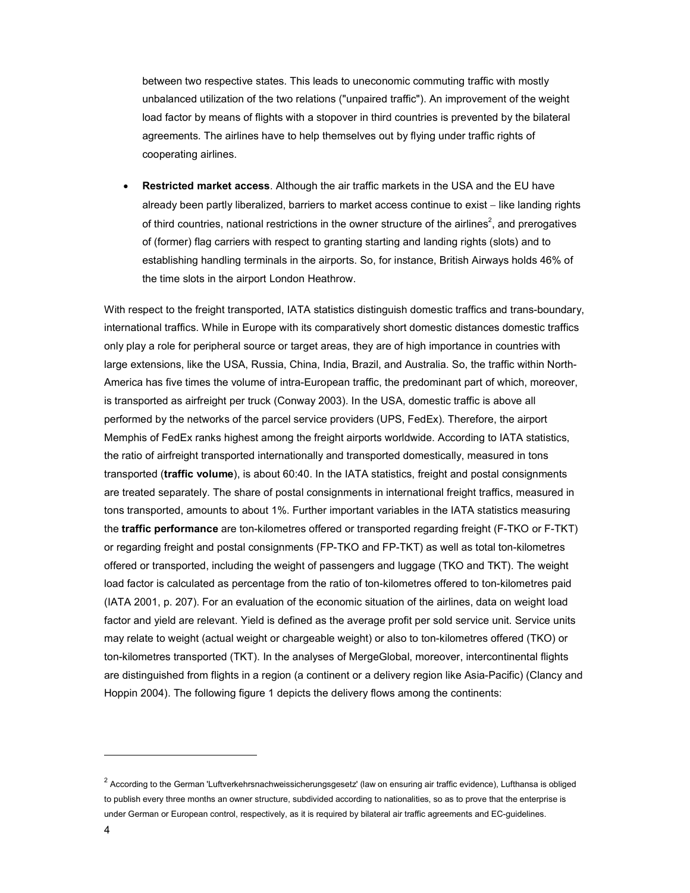between two respective states. This leads to uneconomic commuting traffic with mostly unbalanced utilization of the two relations ("unpaired traffic"). An improvement of the weight load factor by means of flights with a stopover in third countries is prevented by the bilateral agreements. The airlines have to help themselves out by flying under traffic rights of cooperating airlines.

- **Restricted market access**. Although the air traffic markets in the USA and the EU have already been partly liberalized, barriers to market access continue to exist – like landing rights of third countries, national restrictions in the owner structure of the airlines[2], and prerogatives of (former) flag carriers with respect to granting starting and landing rights (slots) and to establishing handling terminals in the airports. So, for instance, British Airways holds 46% of the time slots in the airport London Heathrow.

With respect to the freight transported, IATA statistics distinguish domestic traffics and trans-boundary, international traffics. While in Europe with its comparatively short domestic distances domestic traffics only play a role for peripheral source or target areas, they are of high importance in countries with large extensions, like the USA, Russia, China, India, Brazil, and Australia. So, the traffic within North-America has five times the volume of intra-European traffic, the predominant part of which, moreover, is transported as airfreight per truck (Conway 2003). In the USA, domestic traffic is above all performed by the networks of the parcel service providers (UPS, FedEx). Therefore, the airport Memphis of FedEx ranks highest among the freight airports worldwide. According to IATA statistics, the ratio of airfreight transported internationally and transported domestically, measured in tons transported (**traffic volume**), is about 60:40. In the IATA statistics, freight and postal consignments are treated separately. The share of postal consignments in international freight traffics, measured in tons transported, amounts to about 1%. Further important variables in the IATA statistics measuring the **traffic performance** are ton-kilometres offered or transported regarding freight (F-TKO or F-TKT) or regarding freight and postal consignments (FP-TKO and FP-TKT) as well as total ton-kilometres offered or transported, including the weight of passengers and luggage (TKO and TKT). The weight load factor is calculated as percentage from the ratio of ton-kilometres offered to ton-kilometres paid (IATA 2001, p. 207). For an evaluation of the economic situation of the airlines, data on weight load factor and yield are relevant. Yield is defined as the average profit per sold service unit. Service units may relate to weight (actual weight or chargeable weight) or also to ton-kilometres offered (TKO) or ton-kilometres transported (TKT). In the analyses of MergeGlobal, moreover, intercontinental flights are distinguished from flights in a region (a continent or a delivery region like Asia-Pacific) (Clancy and Hoppin 2004). The following figure 1 depicts the delivery flows among the continents:

---

[2] According to the German 'Luftverkehrsnachweissicherungsgesetz' (law on ensuring air traffic evidence), Lufthansa is obliged to publish every three months an owner structure, subdivided according to nationalities, so as to prove that the enterprise is under German or European control, respectively, as it is required by bilateral air traffic agreements and EC-guidelines.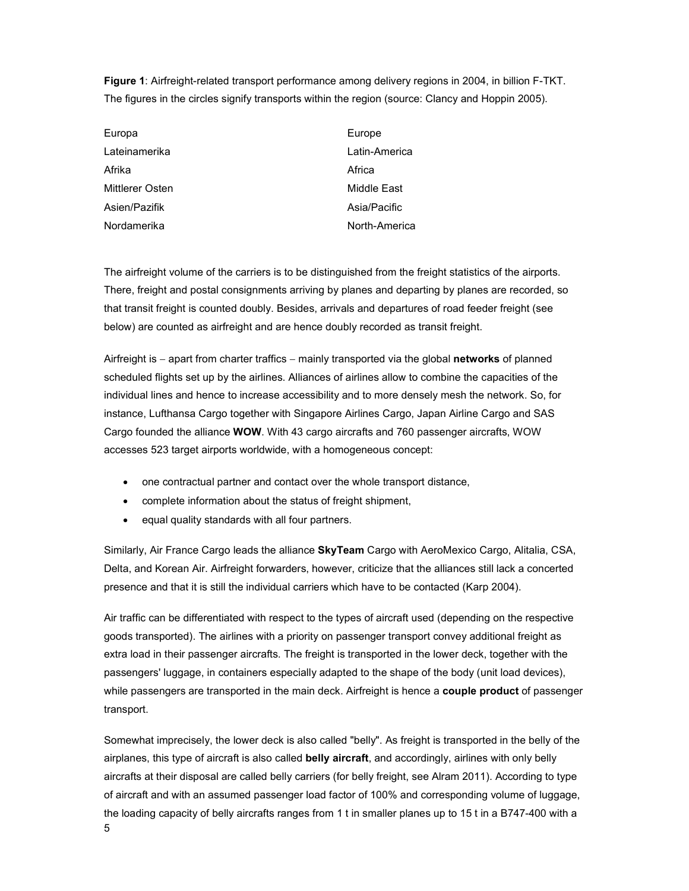**Figure 1**: Airfreight-related transport performance among delivery regions in 2004, in billion F-TKT. The figures in the circles signify transports within the region (source: Clancy and Hoppin 2005).

| | |
|---|---|
| Europa | Europe |
| Lateinamerika | Latin-America |
| Afrika | Africa |
| Mittlerer Osten | Middle East |
| Asien/Pazifik | Asia/Pacific |
| Nordamerika | North-America |

The airfreight volume of the carriers is to be distinguished from the freight statistics of the airports. There, freight and postal consignments arriving by planes and departing by planes are recorded, so that transit freight is counted doubly. Besides, arrivals and departures of road feeder freight (see below) are counted as airfreight and are hence doubly recorded as transit freight.

Airfreight is – apart from charter traffics – mainly transported via the global **networks** of planned scheduled flights set up by the airlines. Alliances of airlines allow to combine the capacities of the individual lines and hence to increase accessibility and to more densely mesh the network. So, for instance, Lufthansa Cargo together with Singapore Airlines Cargo, Japan Airline Cargo and SAS Cargo founded the alliance **WOW**. With 43 cargo aircrafts and 760 passenger aircrafts, WOW accesses 523 target airports worldwide, with a homogeneous concept:

- one contractual partner and contact over the whole transport distance,
- complete information about the status of freight shipment,
- equal quality standards with all four partners.

Similarly, Air France Cargo leads the alliance **SkyTeam** Cargo with AeroMexico Cargo, Alitalia, CSA, Delta, and Korean Air. Airfreight forwarders, however, criticize that the alliances still lack a concerted presence and that it is still the individual carriers which have to be contacted (Karp 2004).

Air traffic can be differentiated with respect to the types of aircraft used (depending on the respective goods transported). The airlines with a priority on passenger transport convey additional freight as extra load in their passenger aircrafts. The freight is transported in the lower deck, together with the passengers' luggage, in containers especially adapted to the shape of the body (unit load devices), while passengers are transported in the main deck. Airfreight is hence a **couple product** of passenger transport.

Somewhat imprecisely, the lower deck is also called "belly". As freight is transported in the belly of the airplanes, this type of aircraft is also called **belly aircraft**, and accordingly, airlines with only belly aircrafts at their disposal are called belly carriers (for belly freight, see Alram 2011). According to type of aircraft and with an assumed passenger load factor of 100% and corresponding volume of luggage, the loading capacity of belly aircrafts ranges from 1 t in smaller planes up to 15 t in a B747-400 with a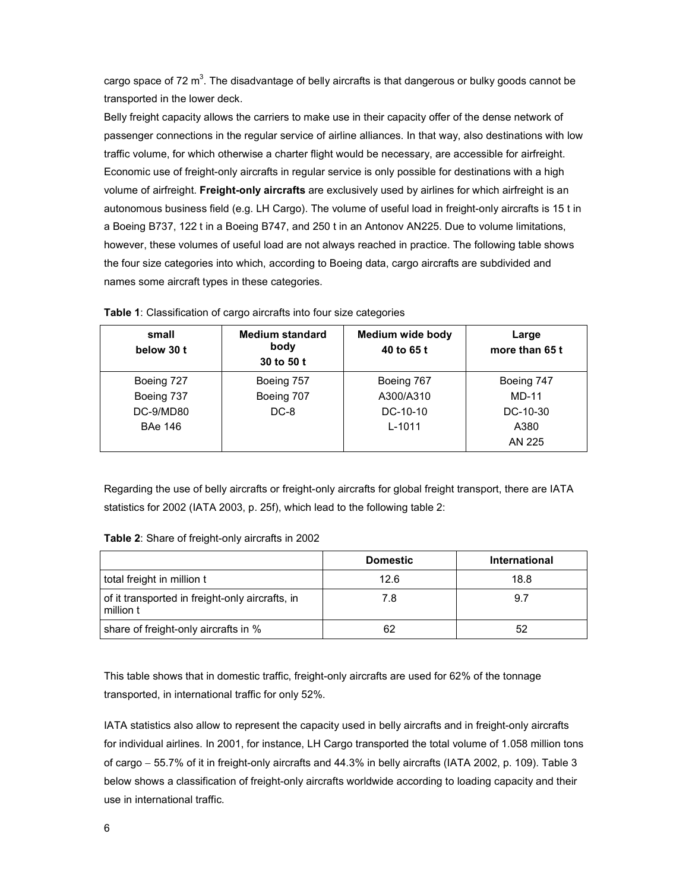cargo space of 72 $m^3$. The disadvantage of belly aircrafts is that dangerous or bulky goods cannot be transported in the lower deck.

Belly freight capacity allows the carriers to make use in their capacity offer of the dense network of passenger connections in the regular service of airline alliances. In that way, also destinations with low traffic volume, for which otherwise a charter flight would be necessary, are accessible for airfreight. Economic use of freight-only aircrafts in regular service is only possible for destinations with a high volume of airfreight. **Freight-only aircrafts** are exclusively used by airlines for which airfreight is an autonomous business field (e.g. LH Cargo). The volume of useful load in freight-only aircrafts is 15 t in a Boeing B737, 122 t in a Boeing B747, and 250 t in an Antonov AN225. Due to volume limitations, however, these volumes of useful load are not always reached in practice. The following table shows the four size categories into which, according to Boeing data, cargo aircrafts are subdivided and names some aircraft types in these categories.

**Table 1**: Classification of cargo aircrafts into four size categories

| small below 30 t | Medium standard body 30 to 50 t | Medium wide body 40 to 65 t | Large more than 65 t |
|---|---|---|---|
| Boeing 727 | Boeing 757 | Boeing 767 | Boeing 747 |
| Boeing 737 | Boeing 707 | A300/A310 | MD-11 |
| DC-9/MD80 | DC-8 | DC-10-10 | DC-10-30 |
| BAe 146 | | L-1011 | A380 |
| | | | AN 225 |

Regarding the use of belly aircrafts or freight-only aircrafts for global freight transport, there are IATA statistics for 2002 (IATA 2003, p. 25f), which lead to the following table 2:

**Table 2**: Share of freight-only aircrafts in 2002

| | Domestic | International |
|---|---|---|
| total freight in million t | 12.6 | 18.8 |
| of it transported in freight-only aircrafts, in million t | 7.8 | 9.7 |
| share of freight-only aircrafts in % | 62 | 52 |

This table shows that in domestic traffic, freight-only aircrafts are used for 62% of the tonnage transported, in international traffic for only 52%.

IATA statistics also allow to represent the capacity used in belly aircrafts and in freight-only aircrafts for individual airlines. In 2001, for instance, LH Cargo transported the total volume of 1.058 million tons of cargo – 55.7% of it in freight-only aircrafts and 44.3% in belly aircrafts (IATA 2002, p. 109). Table 3 below shows a classification of freight-only aircrafts worldwide according to loading capacity and their use in international traffic.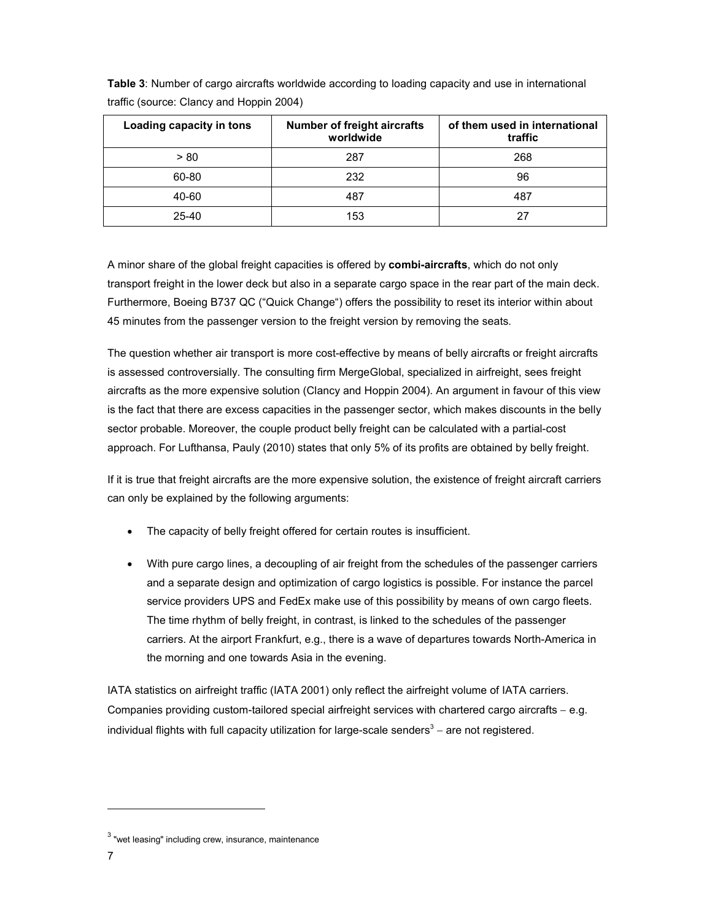**Table 3**: Number of cargo aircrafts worldwide according to loading capacity and use in international traffic (source: Clancy and Hoppin 2004)

| Loading capacity in tons | Number of freight aircrafts worldwide | of them used in international traffic |
|---|---|---|
| > 80 | 287 | 268 |
| 60-80 | 232 | 96 |
| 40-60 | 487 | 487 |
| 25-40 | 153 | 27 |

A minor share of the global freight capacities is offered by **combi-aircrafts**, which do not only transport freight in the lower deck but also in a separate cargo space in the rear part of the main deck. Furthermore, Boeing B737 QC ("Quick Change") offers the possibility to reset its interior within about 45 minutes from the passenger version to the freight version by removing the seats.

The question whether air transport is more cost-effective by means of belly aircrafts or freight aircrafts is assessed controversially. The consulting firm MergeGlobal, specialized in airfreight, sees freight aircrafts as the more expensive solution (Clancy and Hoppin 2004). An argument in favour of this view is the fact that there are excess capacities in the passenger sector, which makes discounts in the belly sector probable. Moreover, the couple product belly freight can be calculated with a partial-cost approach. For Lufthansa, Pauly (2010) states that only 5% of its profits are obtained by belly freight.

If it is true that freight aircrafts are the more expensive solution, the existence of freight aircraft carriers can only be explained by the following arguments:

- The capacity of belly freight offered for certain routes is insufficient.
- With pure cargo lines, a decoupling of air freight from the schedules of the passenger carriers and a separate design and optimization of cargo logistics is possible. For instance the parcel service providers UPS and FedEx make use of this possibility by means of own cargo fleets. The time rhythm of belly freight, in contrast, is linked to the schedules of the passenger carriers. At the airport Frankfurt, e.g., there is a wave of departures towards North-America in the morning and one towards Asia in the evening.

IATA statistics on airfreight traffic (IATA 2001) only reflect the airfreight volume of IATA carriers. Companies providing custom-tailored special airfreight services with chartered cargo aircrafts – e.g. individual flights with full capacity utilization for large-scale senders[3] – are not registered.

[3] "wet leasing" including crew, insurance, maintenance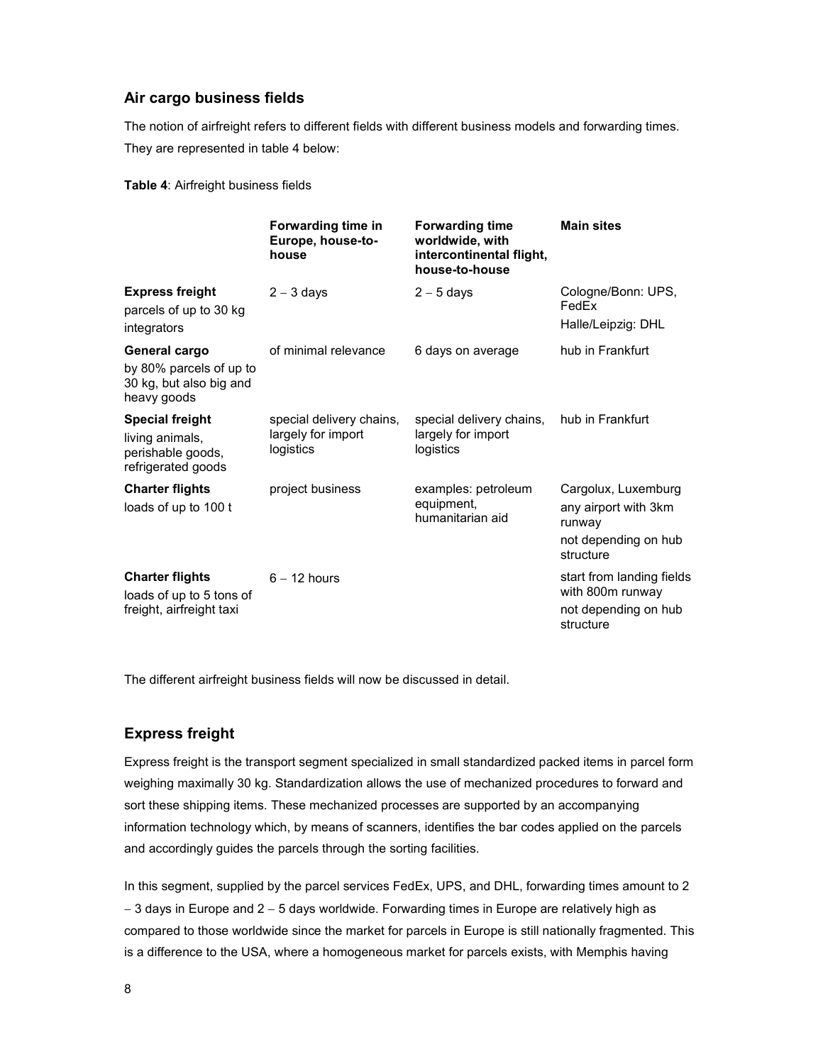## Air cargo business fields

The notion of airfreight refers to different fields with different business models and forwarding times. They are represented in table 4 below:

**Table 4**: Airfreight business fields

| | Forwarding time in Europe, house-to-house | Forwarding time worldwide, with intercontinental flight, house-to-house | Main sites |
|---|---|---|---|
| **Express freight** parcels of up to 30 kg integrators | 2 – 3 days | 2 – 5 days | Cologne/Bonn: UPS, FedEx Halle/Leipzig: DHL |
| **General cargo** by 80% parcels of up to 30 kg, but also big and heavy goods | of minimal relevance | 6 days on average | hub in Frankfurt |
| **Special freight** living animals, perishable goods, refrigerated goods | special delivery chains, largely for import logistics | special delivery chains, largely for import logistics | hub in Frankfurt |
| **Charter flights** loads of up to 100 t | project business | examples: petroleum equipment, humanitarian aid | Cargolux, Luxemburg any airport with 3km runway not depending on hub structure |
| **Charter flights** loads of up to 5 tons of freight, airfreight taxi | 6 – 12 hours | | start from landing fields with 800m runway not depending on hub structure |

The different airfreight business fields will now be discussed in detail.

## Express freight

Express freight is the transport segment specialized in small standardized packed items in parcel form weighing maximally 30 kg. Standardization allows the use of mechanized procedures to forward and sort these shipping items. These mechanized processes are supported by an accompanying information technology which, by means of scanners, identifies the bar codes applied on the parcels and accordingly guides the parcels through the sorting facilities.

In this segment, supplied by the parcel services FedEx, UPS, and DHL, forwarding times amount to 2 – 3 days in Europe and 2 – 5 days worldwide. Forwarding times in Europe are relatively high as compared to those worldwide since the market for parcels in Europe is still nationally fragmented. This is a difference to the USA, where a homogeneous market for parcels exists, with Memphis having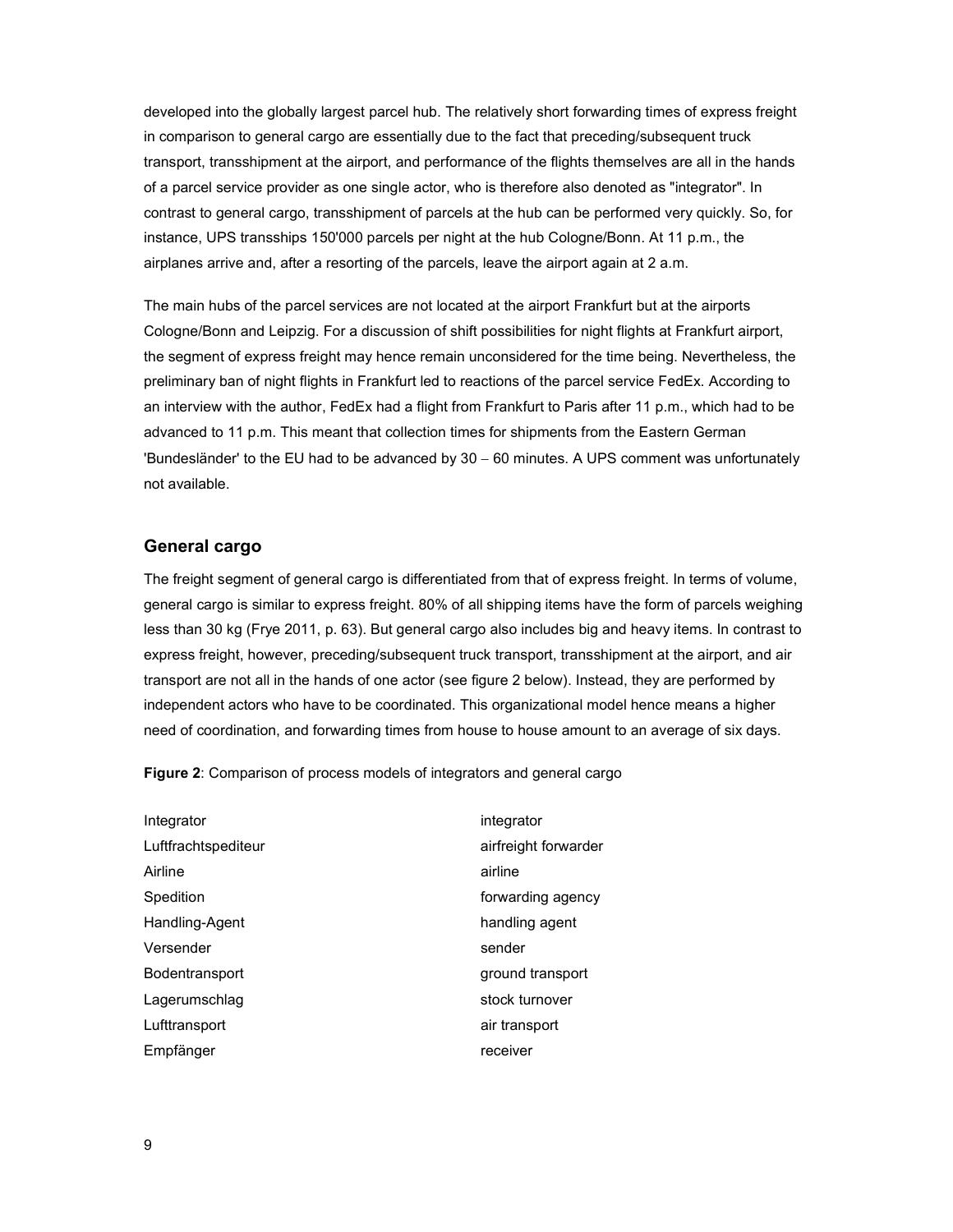developed into the globally largest parcel hub. The relatively short forwarding times of express freight in comparison to general cargo are essentially due to the fact that preceding/subsequent truck transport, transshipment at the airport, and performance of the flights themselves are all in the hands of a parcel service provider as one single actor, who is therefore also denoted as "integrator". In contrast to general cargo, transshipment of parcels at the hub can be performed very quickly. So, for instance, UPS transships 150'000 parcels per night at the hub Cologne/Bonn. At 11 p.m., the airplanes arrive and, after a resorting of the parcels, leave the airport again at 2 a.m.

The main hubs of the parcel services are not located at the airport Frankfurt but at the airports Cologne/Bonn and Leipzig. For a discussion of shift possibilities for night flights at Frankfurt airport, the segment of express freight may hence remain unconsidered for the time being. Nevertheless, the preliminary ban of night flights in Frankfurt led to reactions of the parcel service FedEx. According to an interview with the author, FedEx had a flight from Frankfurt to Paris after 11 p.m., which had to be advanced to 11 p.m. This meant that collection times for shipments from the Eastern German 'Bundesländer' to the EU had to be advanced by 30 – 60 minutes. A UPS comment was unfortunately not available.

## General cargo

The freight segment of general cargo is differentiated from that of express freight. In terms of volume, general cargo is similar to express freight. 80% of all shipping items have the form of parcels weighing less than 30 kg (Frye 2011, p. 63). But general cargo also includes big and heavy items. In contrast to express freight, however, preceding/subsequent truck transport, transshipment at the airport, and air transport are not all in the hands of one actor (see figure 2 below). Instead, they are performed by independent actors who have to be coordinated. This organizational model hence means a higher need of coordination, and forwarding times from house to house amount to an average of six days.

**Figure 2**: Comparison of process models of integrators and general cargo

| | |
|---|---|
| Integrator | integrator |
| Luftfrachtspediteur | airfreight forwarder |
| Airline | airline |
| Spedition | forwarding agency |
| Handling-Agent | handling agent |
| Versender | sender |
| Bodentransport | ground transport |
| Lagerumschlag | stock turnover |
| Lufttransport | air transport |
| Empfänger | receiver |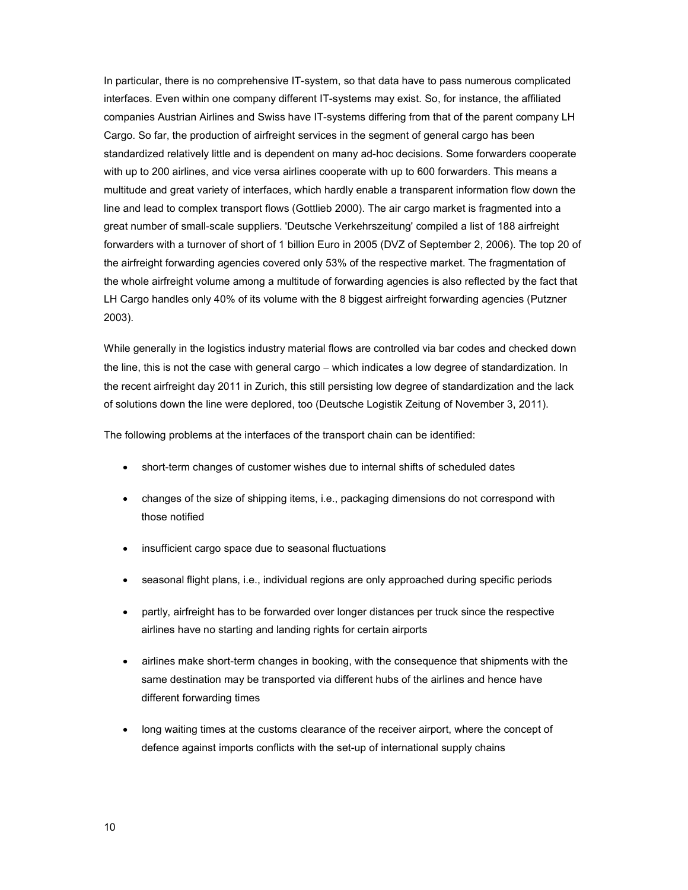In particular, there is no comprehensive IT-system, so that data have to pass numerous complicated interfaces. Even within one company different IT-systems may exist. So, for instance, the affiliated companies Austrian Airlines and Swiss have IT-systems differing from that of the parent company LH Cargo. So far, the production of airfreight services in the segment of general cargo has been standardized relatively little and is dependent on many ad-hoc decisions. Some forwarders cooperate with up to 200 airlines, and vice versa airlines cooperate with up to 600 forwarders. This means a multitude and great variety of interfaces, which hardly enable a transparent information flow down the line and lead to complex transport flows (Gottlieb 2000). The air cargo market is fragmented into a great number of small-scale suppliers. 'Deutsche Verkehrszeitung' compiled a list of 188 airfreight forwarders with a turnover of short of 1 billion Euro in 2005 (DVZ of September 2, 2006). The top 20 of the airfreight forwarding agencies covered only 53% of the respective market. The fragmentation of the whole airfreight volume among a multitude of forwarding agencies is also reflected by the fact that LH Cargo handles only 40% of its volume with the 8 biggest airfreight forwarding agencies (Putzner 2003).

While generally in the logistics industry material flows are controlled via bar codes and checked down the line, this is not the case with general cargo – which indicates a low degree of standardization. In the recent airfreight day 2011 in Zurich, this still persisting low degree of standardization and the lack of solutions down the line were deplored, too (Deutsche Logistik Zeitung of November 3, 2011).

The following problems at the interfaces of the transport chain can be identified:

- short-term changes of customer wishes due to internal shifts of scheduled dates
- changes of the size of shipping items, i.e., packaging dimensions do not correspond with those notified
- insufficient cargo space due to seasonal fluctuations
- seasonal flight plans, i.e., individual regions are only approached during specific periods
- partly, airfreight has to be forwarded over longer distances per truck since the respective airlines have no starting and landing rights for certain airports
- airlines make short-term changes in booking, with the consequence that shipments with the same destination may be transported via different hubs of the airlines and hence have different forwarding times
- long waiting times at the customs clearance of the receiver airport, where the concept of defence against imports conflicts with the set-up of international supply chains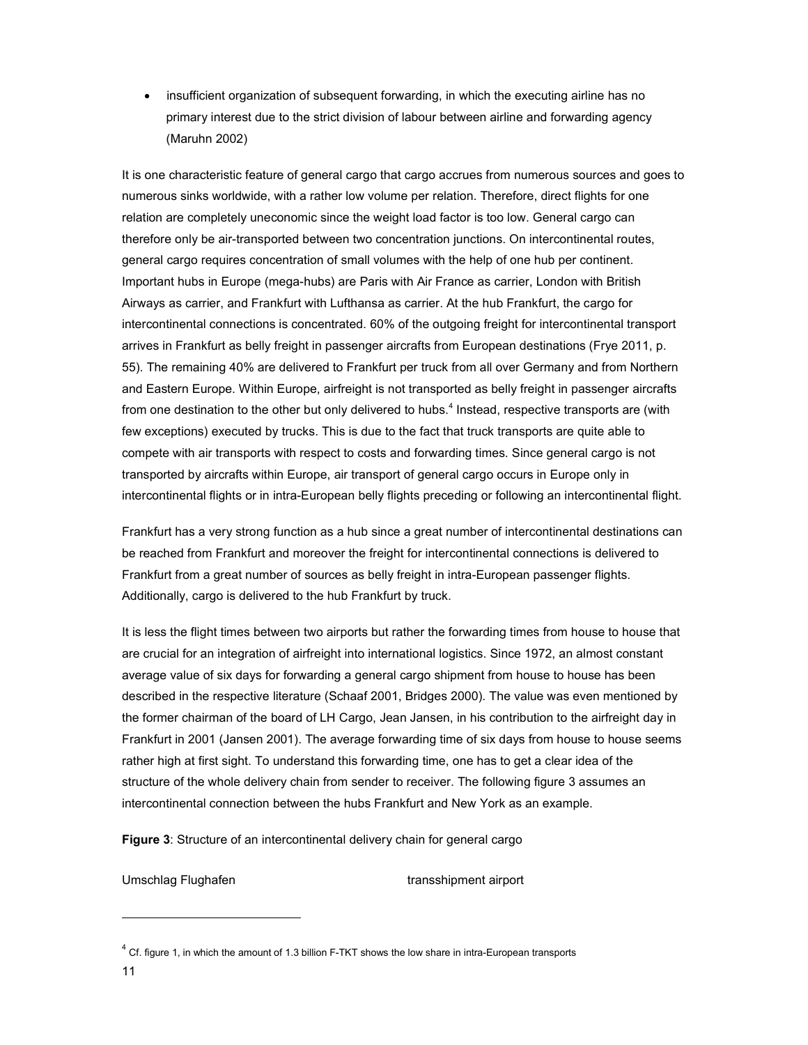- insufficient organization of subsequent forwarding, in which the executing airline has no primary interest due to the strict division of labour between airline and forwarding agency (Maruhn 2002)

It is one characteristic feature of general cargo that cargo accrues from numerous sources and goes to numerous sinks worldwide, with a rather low volume per relation. Therefore, direct flights for one relation are completely uneconomic since the weight load factor is too low. General cargo can therefore only be air-transported between two concentration junctions. On intercontinental routes, general cargo requires concentration of small volumes with the help of one hub per continent. Important hubs in Europe (mega-hubs) are Paris with Air France as carrier, London with British Airways as carrier, and Frankfurt with Lufthansa as carrier. At the hub Frankfurt, the cargo for intercontinental connections is concentrated. 60% of the outgoing freight for intercontinental transport arrives in Frankfurt as belly freight in passenger aircrafts from European destinations (Frye 2011, p. 55). The remaining 40% are delivered to Frankfurt per truck from all over Germany and from Northern and Eastern Europe. Within Europe, airfreight is not transported as belly freight in passenger aircrafts from one destination to the other but only delivered to hubs.[4] Instead, respective transports are (with few exceptions) executed by trucks. This is due to the fact that truck transports are quite able to compete with air transports with respect to costs and forwarding times. Since general cargo is not transported by aircrafts within Europe, air transport of general cargo occurs in Europe only in intercontinental flights or in intra-European belly flights preceding or following an intercontinental flight.

Frankfurt has a very strong function as a hub since a great number of intercontinental destinations can be reached from Frankfurt and moreover the freight for intercontinental connections is delivered to Frankfurt from a great number of sources as belly freight in intra-European passenger flights. Additionally, cargo is delivered to the hub Frankfurt by truck.

It is less the flight times between two airports but rather the forwarding times from house to house that are crucial for an integration of airfreight into international logistics. Since 1972, an almost constant average value of six days for forwarding a general cargo shipment from house to house has been described in the respective literature (Schaaf 2001, Bridges 2000). The value was even mentioned by the former chairman of the board of LH Cargo, Jean Jansen, in his contribution to the airfreight day in Frankfurt in 2001 (Jansen 2001). The average forwarding time of six days from house to house seems rather high at first sight. To understand this forwarding time, one has to get a clear idea of the structure of the whole delivery chain from sender to receiver. The following figure 3 assumes an intercontinental connection between the hubs Frankfurt and New York as an example.

**Figure 3**: Structure of an intercontinental delivery chain for general cargo

Umschlag Flughafen — transshipment airport

---

[4] Cf. figure 1, in which the amount of 1.3 billion F-TKT shows the low share in intra-European transports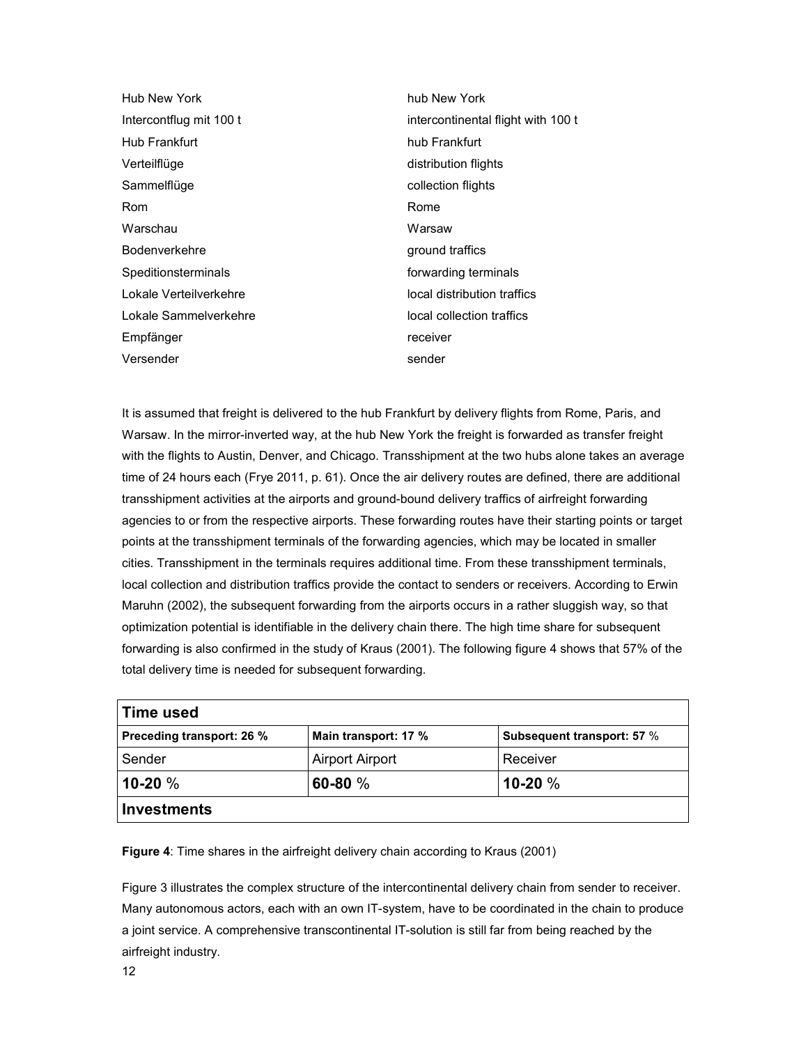| | |
|---|---|
| Hub New York | hub New York |
| Intercontflug mit 100 t | intercontinental flight with 100 t |
| Hub Frankfurt | hub Frankfurt |
| Verteilflüge | distribution flights |
| Sammelflüge | collection flights |
| Rom | Rome |
| Warschau | Warsaw |
| Bodenverkehre | ground traffics |
| Speditionsterminals | forwarding terminals |
| Lokale Verteilverkehre | local distribution traffics |
| Lokale Sammelverkehre | local collection traffics |
| Empfänger | receiver |
| Versender | sender |

It is assumed that freight is delivered to the hub Frankfurt by delivery flights from Rome, Paris, and Warsaw. In the mirror-inverted way, at the hub New York the freight is forwarded as transfer freight with the flights to Austin, Denver, and Chicago. Transshipment at the two hubs alone takes an average time of 24 hours each (Frye 2011, p. 61). Once the air delivery routes are defined, there are additional transshipment activities at the airports and ground-bound delivery traffics of airfreight forwarding agencies to or from the respective airports. These forwarding routes have their starting points or target points at the transshipment terminals of the forwarding agencies, which may be located in smaller cities. Transshipment in the terminals requires additional time. From these transshipment terminals, local collection and distribution traffics provide the contact to senders or receivers. According to Erwin Maruhn (2002), the subsequent forwarding from the airports occurs in a rather sluggish way, so that optimization potential is identifiable in the delivery chain there. The high time share for subsequent forwarding is also confirmed in the study of Kraus (2001). The following figure 4 shows that 57% of the total delivery time is needed for subsequent forwarding.

| **Time used** | | |
|---|---|---|
| **Preceding transport: 26 %** | **Main transport: 17 %** | **Subsequent transport: 57 %** |
| Sender | Airport Airport | Receiver |
| **10-20 %** | **60-80 %** | **10-20 %** |
| **Investments** | | |

**Figure 4**: Time shares in the airfreight delivery chain according to Kraus (2001)

Figure 3 illustrates the complex structure of the intercontinental delivery chain from sender to receiver. Many autonomous actors, each with an own IT-system, have to be coordinated in the chain to produce a joint service. A comprehensive transcontinental IT-solution is still far from being reached by the airfreight industry.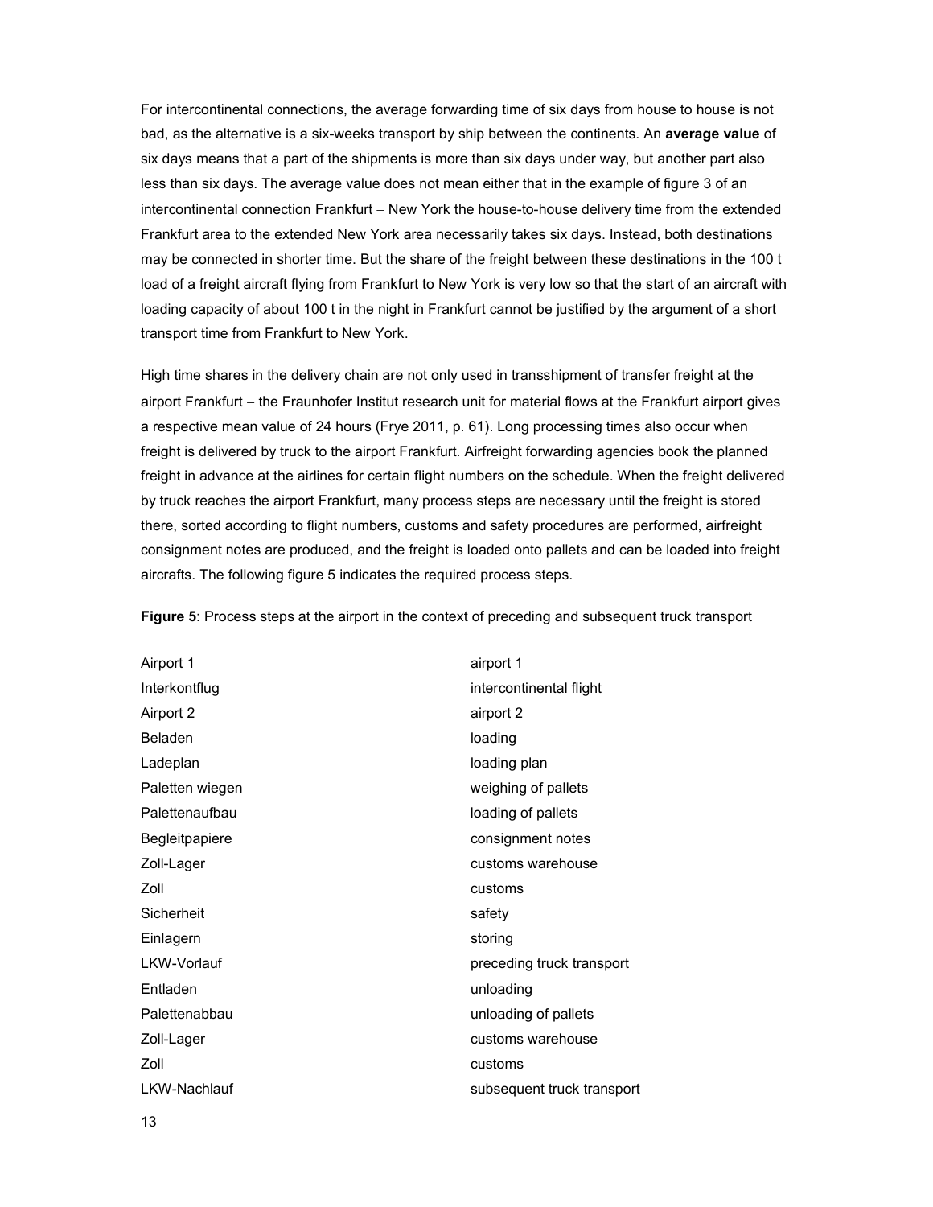For intercontinental connections, the average forwarding time of six days from house to house is not bad, as the alternative is a six-weeks transport by ship between the continents. An **average value** of six days means that a part of the shipments is more than six days under way, but another part also less than six days. The average value does not mean either that in the example of figure 3 of an intercontinental connection Frankfurt – New York the house-to-house delivery time from the extended Frankfurt area to the extended New York area necessarily takes six days. Instead, both destinations may be connected in shorter time. But the share of the freight between these destinations in the 100 t load of a freight aircraft flying from Frankfurt to New York is very low so that the start of an aircraft with loading capacity of about 100 t in the night in Frankfurt cannot be justified by the argument of a short transport time from Frankfurt to New York.

High time shares in the delivery chain are not only used in transshipment of transfer freight at the airport Frankfurt – the Fraunhofer Institut research unit for material flows at the Frankfurt airport gives a respective mean value of 24 hours (Frye 2011, p. 61). Long processing times also occur when freight is delivered by truck to the airport Frankfurt. Airfreight forwarding agencies book the planned freight in advance at the airlines for certain flight numbers on the schedule. When the freight delivered by truck reaches the airport Frankfurt, many process steps are necessary until the freight is stored there, sorted according to flight numbers, customs and safety procedures are performed, airfreight consignment notes are produced, and the freight is loaded onto pallets and can be loaded into freight aircrafts. The following figure 5 indicates the required process steps.

**Figure 5**: Process steps at the airport in the context of preceding and subsequent truck transport

| | |
|---|---|
| Airport 1 | airport 1 |
| Interkontflug | intercontinental flight |
| Airport 2 | airport 2 |
| Beladen | loading |
| Ladeplan | loading plan |
| Paletten wiegen | weighing of pallets |
| Palettenaufbau | loading of pallets |
| Begleitpapiere | consignment notes |
| Zoll-Lager | customs warehouse |
| Zoll | customs |
| Sicherheit | safety |
| Einlagern | storing |
| LKW-Vorlauf | preceding truck transport |
| Entladen | unloading |
| Palettenabbau | unloading of pallets |
| Zoll-Lager | customs warehouse |
| Zoll | customs |
| LKW-Nachlauf | subsequent truck transport |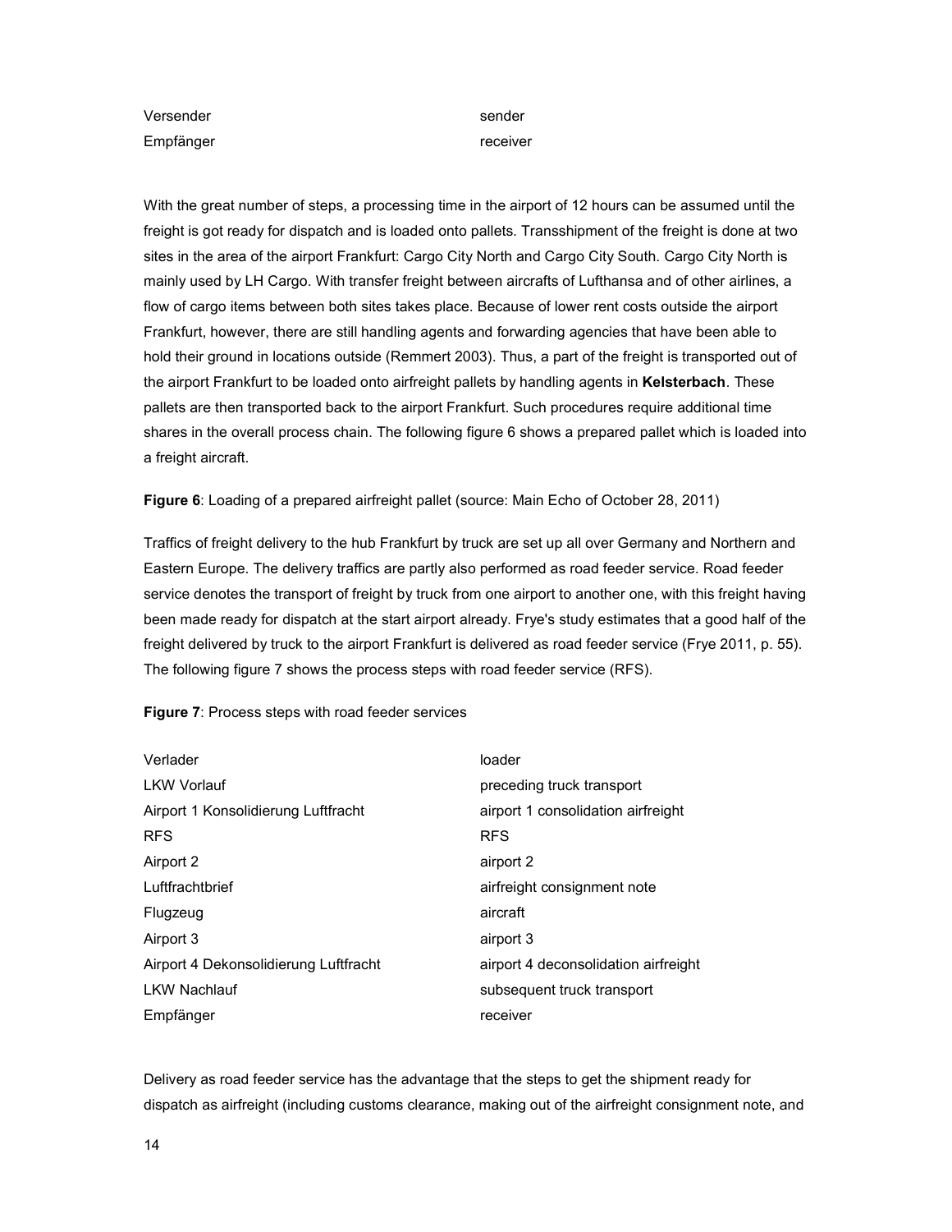| | |
|---|---|
| Versender | sender |
| Empfänger | receiver |

With the great number of steps, a processing time in the airport of 12 hours can be assumed until the freight is got ready for dispatch and is loaded onto pallets. Transshipment of the freight is done at two sites in the area of the airport Frankfurt: Cargo City North and Cargo City South. Cargo City North is mainly used by LH Cargo. With transfer freight between aircrafts of Lufthansa and of other airlines, a flow of cargo items between both sites takes place. Because of lower rent costs outside the airport Frankfurt, however, there are still handling agents and forwarding agencies that have been able to hold their ground in locations outside (Remmert 2003). Thus, a part of the freight is transported out of the airport Frankfurt to be loaded onto airfreight pallets by handling agents in **Kelsterbach**. These pallets are then transported back to the airport Frankfurt. Such procedures require additional time shares in the overall process chain. The following figure 6 shows a prepared pallet which is loaded into a freight aircraft.

**Figure 6**: Loading of a prepared airfreight pallet (source: Main Echo of October 28, 2011)

Traffics of freight delivery to the hub Frankfurt by truck are set up all over Germany and Northern and Eastern Europe. The delivery traffics are partly also performed as road feeder service. Road feeder service denotes the transport of freight by truck from one airport to another one, with this freight having been made ready for dispatch at the start airport already. Frye's study estimates that a good half of the freight delivered by truck to the airport Frankfurt is delivered as road feeder service (Frye 2011, p. 55). The following figure 7 shows the process steps with road feeder service (RFS).

**Figure 7**: Process steps with road feeder services

| | |
|---|---|
| Verlader | loader |
| LKW Vorlauf | preceding truck transport |
| Airport 1 Konsolidierung Luftfracht | airport 1 consolidation airfreight |
| RFS | RFS |
| Airport 2 | airport 2 |
| Luftfrachtbrief | airfreight consignment note |
| Flugzeug | aircraft |
| Airport 3 | airport 3 |
| Airport 4 Dekonsolidierung Luftfracht | airport 4 deconsolidation airfreight |
| LKW Nachlauf | subsequent truck transport |
| Empfänger | receiver |

Delivery as road feeder service has the advantage that the steps to get the shipment ready for dispatch as airfreight (including customs clearance, making out of the airfreight consignment note, and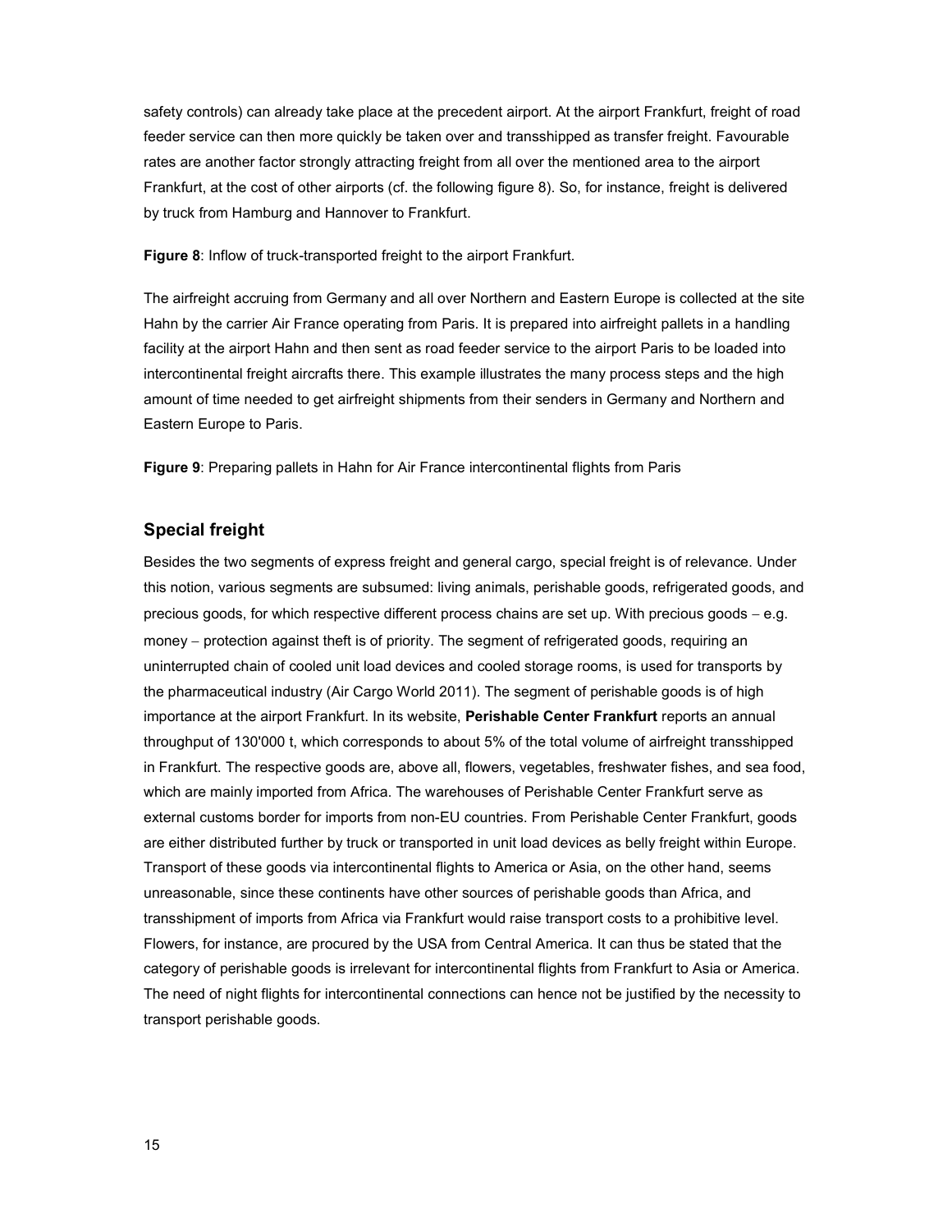safety controls) can already take place at the precedent airport. At the airport Frankfurt, freight of road feeder service can then more quickly be taken over and transshipped as transfer freight. Favourable rates are another factor strongly attracting freight from all over the mentioned area to the airport Frankfurt, at the cost of other airports (cf. the following figure 8). So, for instance, freight is delivered by truck from Hamburg and Hannover to Frankfurt.

**Figure 8**: Inflow of truck-transported freight to the airport Frankfurt.

The airfreight accruing from Germany and all over Northern and Eastern Europe is collected at the site Hahn by the carrier Air France operating from Paris. It is prepared into airfreight pallets in a handling facility at the airport Hahn and then sent as road feeder service to the airport Paris to be loaded into intercontinental freight aircrafts there. This example illustrates the many process steps and the high amount of time needed to get airfreight shipments from their senders in Germany and Northern and Eastern Europe to Paris.

**Figure 9**: Preparing pallets in Hahn for Air France intercontinental flights from Paris

## Special freight

Besides the two segments of express freight and general cargo, special freight is of relevance. Under this notion, various segments are subsumed: living animals, perishable goods, refrigerated goods, and precious goods, for which respective different process chains are set up. With precious goods – e.g. money – protection against theft is of priority. The segment of refrigerated goods, requiring an uninterrupted chain of cooled unit load devices and cooled storage rooms, is used for transports by the pharmaceutical industry (Air Cargo World 2011). The segment of perishable goods is of high importance at the airport Frankfurt. In its website, **Perishable Center Frankfurt** reports an annual throughput of 130'000 t, which corresponds to about 5% of the total volume of airfreight transshipped in Frankfurt. The respective goods are, above all, flowers, vegetables, freshwater fishes, and sea food, which are mainly imported from Africa. The warehouses of Perishable Center Frankfurt serve as external customs border for imports from non-EU countries. From Perishable Center Frankfurt, goods are either distributed further by truck or transported in unit load devices as belly freight within Europe. Transport of these goods via intercontinental flights to America or Asia, on the other hand, seems unreasonable, since these continents have other sources of perishable goods than Africa, and transshipment of imports from Africa via Frankfurt would raise transport costs to a prohibitive level. Flowers, for instance, are procured by the USA from Central America. It can thus be stated that the category of perishable goods is irrelevant for intercontinental flights from Frankfurt to Asia or America. The need of night flights for intercontinental connections can hence not be justified by the necessity to transport perishable goods.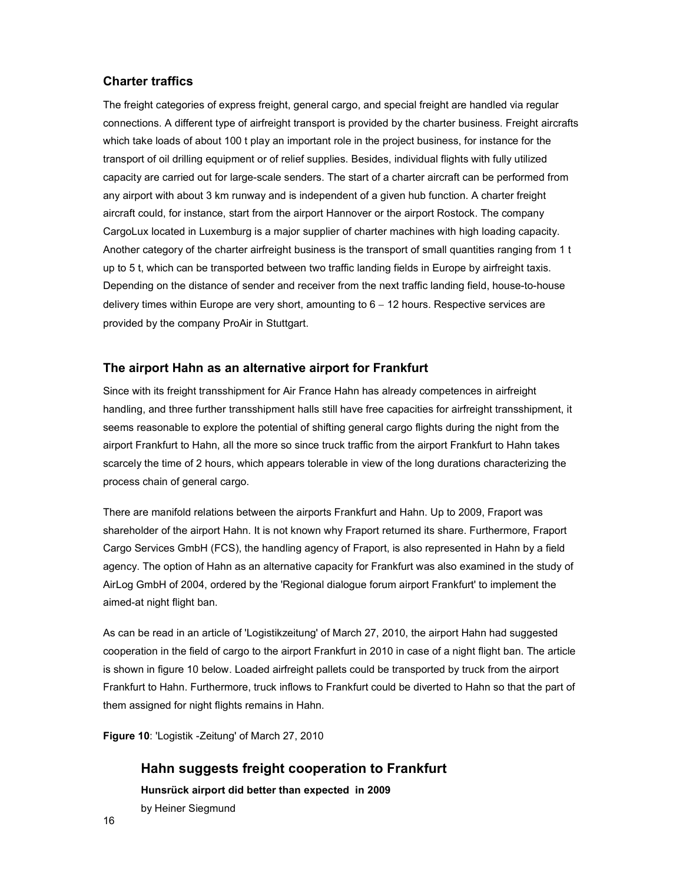### Charter traffics

The freight categories of express freight, general cargo, and special freight are handled via regular connections. A different type of airfreight transport is provided by the charter business. Freight aircrafts which take loads of about 100 t play an important role in the project business, for instance for the transport of oil drilling equipment or of relief supplies. Besides, individual flights with fully utilized capacity are carried out for large-scale senders. The start of a charter aircraft can be performed from any airport with about 3 km runway and is independent of a given hub function. A charter freight aircraft could, for instance, start from the airport Hannover or the airport Rostock. The company CargoLux located in Luxemburg is a major supplier of charter machines with high loading capacity. Another category of the charter airfreight business is the transport of small quantities ranging from 1 t up to 5 t, which can be transported between two traffic landing fields in Europe by airfreight taxis. Depending on the distance of sender and receiver from the next traffic landing field, house-to-house delivery times within Europe are very short, amounting to 6 – 12 hours. Respective services are provided by the company ProAir in Stuttgart.

### The airport Hahn as an alternative airport for Frankfurt

Since with its freight transshipment for Air France Hahn has already competences in airfreight handling, and three further transshipment halls still have free capacities for airfreight transshipment, it seems reasonable to explore the potential of shifting general cargo flights during the night from the airport Frankfurt to Hahn, all the more so since truck traffic from the airport Frankfurt to Hahn takes scarcely the time of 2 hours, which appears tolerable in view of the long durations characterizing the process chain of general cargo.

There are manifold relations between the airports Frankfurt and Hahn. Up to 2009, Fraport was shareholder of the airport Hahn. It is not known why Fraport returned its share. Furthermore, Fraport Cargo Services GmbH (FCS), the handling agency of Fraport, is also represented in Hahn by a field agency. The option of Hahn as an alternative capacity for Frankfurt was also examined in the study of AirLog GmbH of 2004, ordered by the 'Regional dialogue forum airport Frankfurt' to implement the aimed-at night flight ban.

As can be read in an article of 'Logistikzeitung' of March 27, 2010, the airport Hahn had suggested cooperation in the field of cargo to the airport Frankfurt in 2010 in case of a night flight ban. The article is shown in figure 10 below. Loaded airfreight pallets could be transported by truck from the airport Frankfurt to Hahn. Furthermore, truck inflows to Frankfurt could be diverted to Hahn so that the part of them assigned for night flights remains in Hahn.

**Figure 10**: 'Logistik -Zeitung' of March 27, 2010

### Hahn suggests freight cooperation to Frankfurt

**Hunsrück airport did better than expected in 2009**

by Heiner Siegmund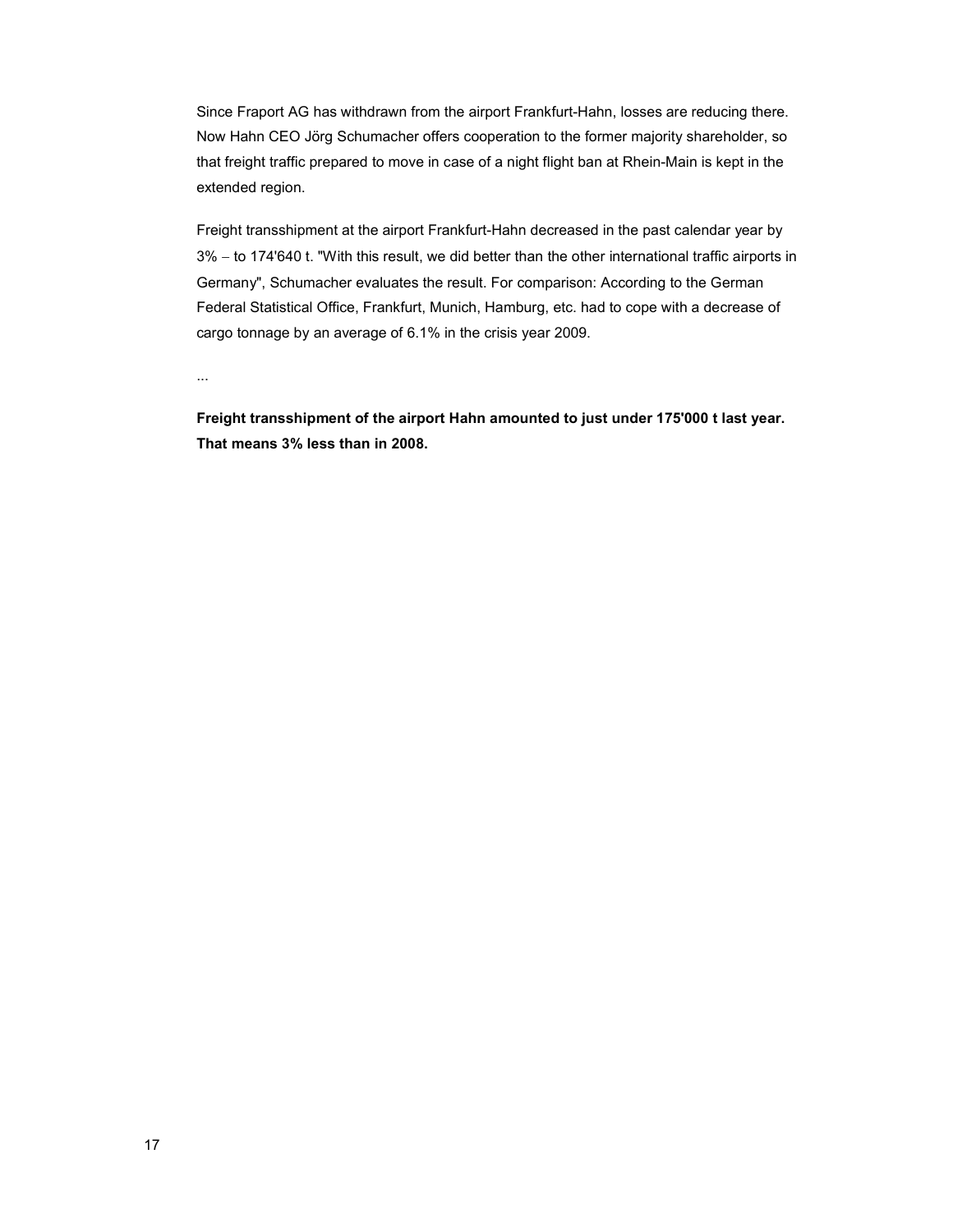Since Fraport AG has withdrawn from the airport Frankfurt-Hahn, losses are reducing there. Now Hahn CEO Jörg Schumacher offers cooperation to the former majority shareholder, so that freight traffic prepared to move in case of a night flight ban at Rhein-Main is kept in the extended region.

Freight transshipment at the airport Frankfurt-Hahn decreased in the past calendar year by 3% – to 174'640 t. "With this result, we did better than the other international traffic airports in Germany", Schumacher evaluates the result. For comparison: According to the German Federal Statistical Office, Frankfurt, Munich, Hamburg, etc. had to cope with a decrease of cargo tonnage by an average of 6.1% in the crisis year 2009.

...

**Freight transshipment of the airport Hahn amounted to just under 175'000 t last year. That means 3% less than in 2008.**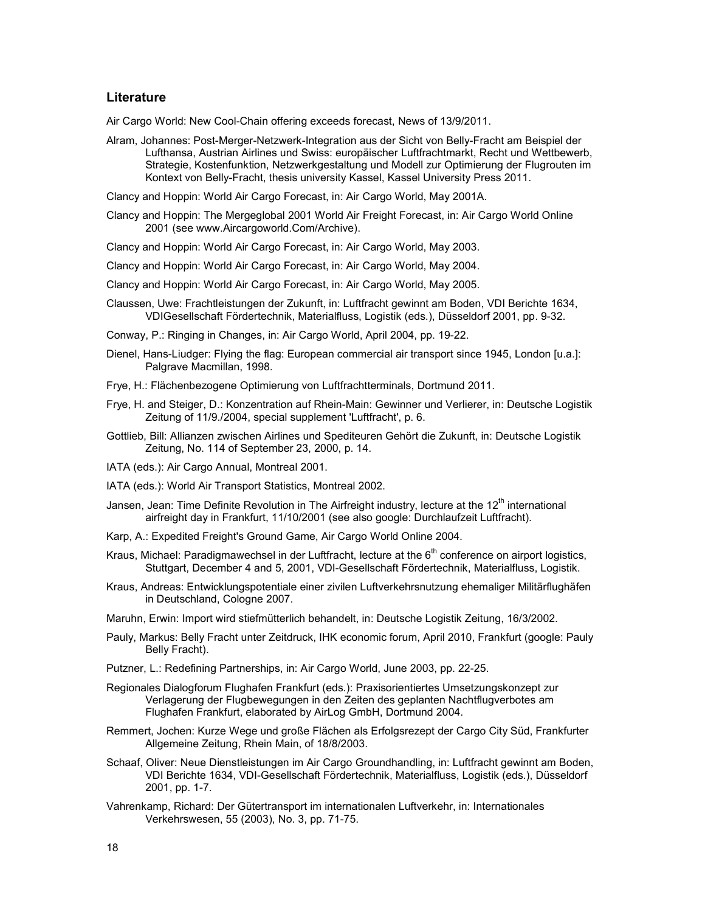## Literature

Air Cargo World: New Cool-Chain offering exceeds forecast, News of 13/9/2011.

Alram, Johannes: Post-Merger-Netzwerk-Integration aus der Sicht von Belly-Fracht am Beispiel der Lufthansa, Austrian Airlines und Swiss: europäischer Luftfrachtmarkt, Recht und Wettbewerb, Strategie, Kostenfunktion, Netzwerkgestaltung und Modell zur Optimierung der Flugrouten im Kontext von Belly-Fracht, thesis university Kassel, Kassel University Press 2011.

Clancy and Hoppin: World Air Cargo Forecast, in: Air Cargo World, May 2001A.

Clancy and Hoppin: The Mergeglobal 2001 World Air Freight Forecast, in: Air Cargo World Online 2001 (see www.Aircargoworld.Com/Archive).

Clancy and Hoppin: World Air Cargo Forecast, in: Air Cargo World, May 2003.

Clancy and Hoppin: World Air Cargo Forecast, in: Air Cargo World, May 2004.

Clancy and Hoppin: World Air Cargo Forecast, in: Air Cargo World, May 2005.

Claussen, Uwe: Frachtleistungen der Zukunft, in: Luftfracht gewinnt am Boden, VDI Berichte 1634, VDIGesellschaft Fördertechnik, Materialfluss, Logistik (eds.), Düsseldorf 2001, pp. 9-32.

Conway, P.: Ringing in Changes, in: Air Cargo World, April 2004, pp. 19-22.

Dienel, Hans-Liudger: Flying the flag: European commercial air transport since 1945, London [u.a.]: Palgrave Macmillan, 1998.

Frye, H.: Flächenbezogene Optimierung von Luftfrachtterminals, Dortmund 2011.

Frye, H. and Steiger, D.: Konzentration auf Rhein-Main: Gewinner und Verlierer, in: Deutsche Logistik Zeitung of 11/9./2004, special supplement 'Luftfracht', p. 6.

Gottlieb, Bill: Allianzen zwischen Airlines und Spediteuren Gehört die Zukunft, in: Deutsche Logistik Zeitung, No. 114 of September 23, 2000, p. 14.

IATA (eds.): Air Cargo Annual, Montreal 2001.

IATA (eds.): World Air Transport Statistics, Montreal 2002.

Jansen, Jean: Time Definite Revolution in The Airfreight industry, lecture at the 12th international airfreight day in Frankfurt, 11/10/2001 (see also google: Durchlaufzeit Luftfracht).

Karp, A.: Expedited Freight's Ground Game, Air Cargo World Online 2004.

Kraus, Michael: Paradigmawechsel in der Luftfracht, lecture at the 6th conference on airport logistics, Stuttgart, December 4 and 5, 2001, VDI-Gesellschaft Fördertechnik, Materialfluss, Logistik.

Kraus, Andreas: Entwicklungspotentiale einer zivilen Luftverkehrsnutzung ehemaliger Militärflughäfen in Deutschland, Cologne 2007.

Maruhn, Erwin: Import wird stiefmütterlich behandelt, in: Deutsche Logistik Zeitung, 16/3/2002.

Pauly, Markus: Belly Fracht unter Zeitdruck, IHK economic forum, April 2010, Frankfurt (google: Pauly Belly Fracht).

Putzner, L.: Redefining Partnerships, in: Air Cargo World, June 2003, pp. 22-25.

Regionales Dialogforum Flughafen Frankfurt (eds.): Praxisorientiertes Umsetzungskonzept zur Verlagerung der Flugbewegungen in den Zeiten des geplanten Nachtflugverbotes am Flughafen Frankfurt, elaborated by AirLog GmbH, Dortmund 2004.

Remmert, Jochen: Kurze Wege und große Flächen als Erfolgsrezept der Cargo City Süd, Frankfurter Allgemeine Zeitung, Rhein Main, of 18/8/2003.

Schaaf, Oliver: Neue Dienstleistungen im Air Cargo Groundhandling, in: Luftfracht gewinnt am Boden, VDI Berichte 1634, VDI-Gesellschaft Fördertechnik, Materialfluss, Logistik (eds.), Düsseldorf 2001, pp. 1-7.

Vahrenkamp, Richard: Der Gütertransport im internationalen Luftverkehr, in: Internationales Verkehrswesen, 55 (2003), No. 3, pp. 71-75.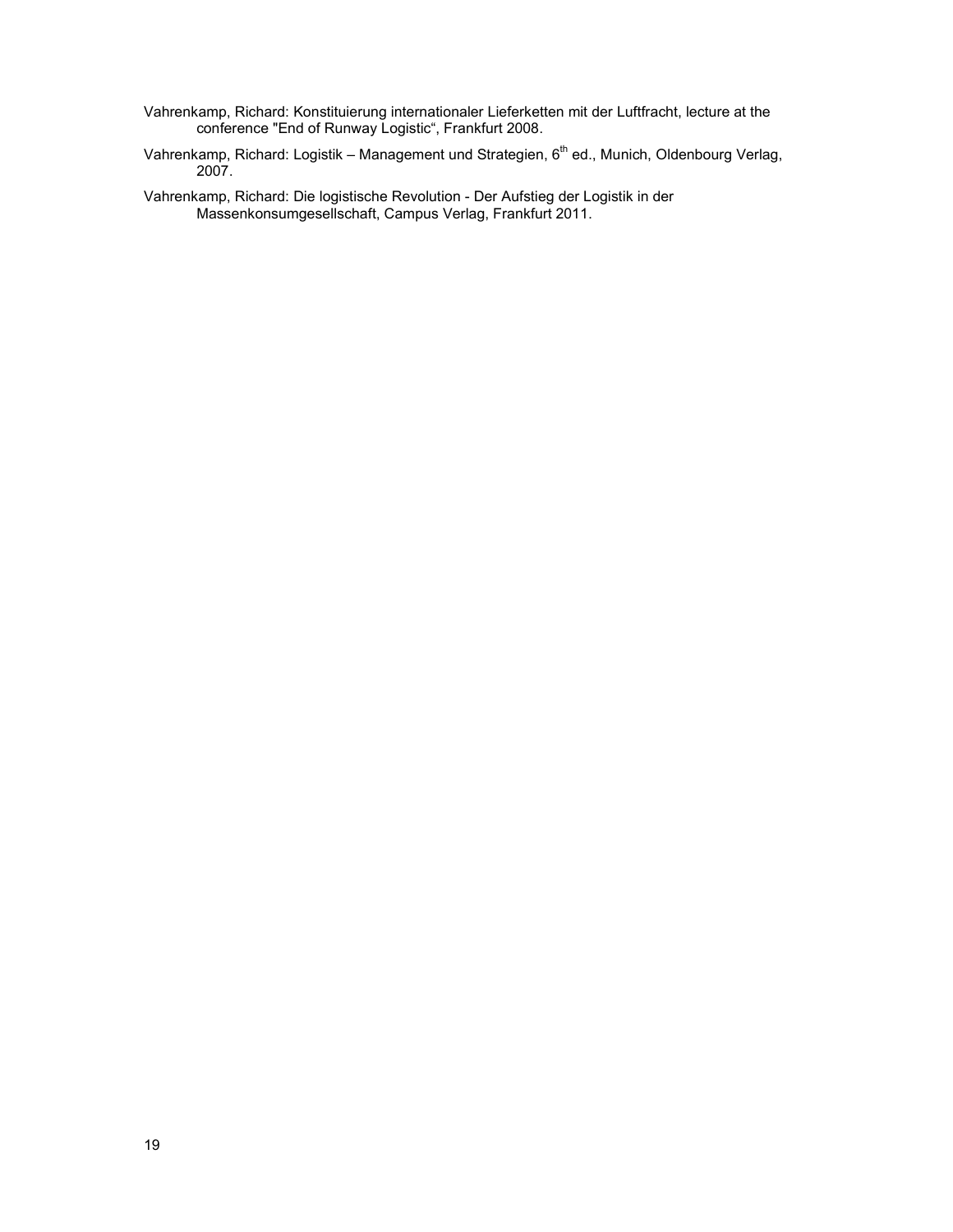Vahrenkamp, Richard: Konstituierung internationaler Lieferketten mit der Luftfracht, lecture at the conference "End of Runway Logistic", Frankfurt 2008.

Vahrenkamp, Richard: Logistik – Management und Strategien, 6th ed., Munich, Oldenbourg Verlag, 2007.

Vahrenkamp, Richard: Die logistische Revolution - Der Aufstieg der Logistik in der Massenkonsumgesellschaft, Campus Verlag, Frankfurt 2011.